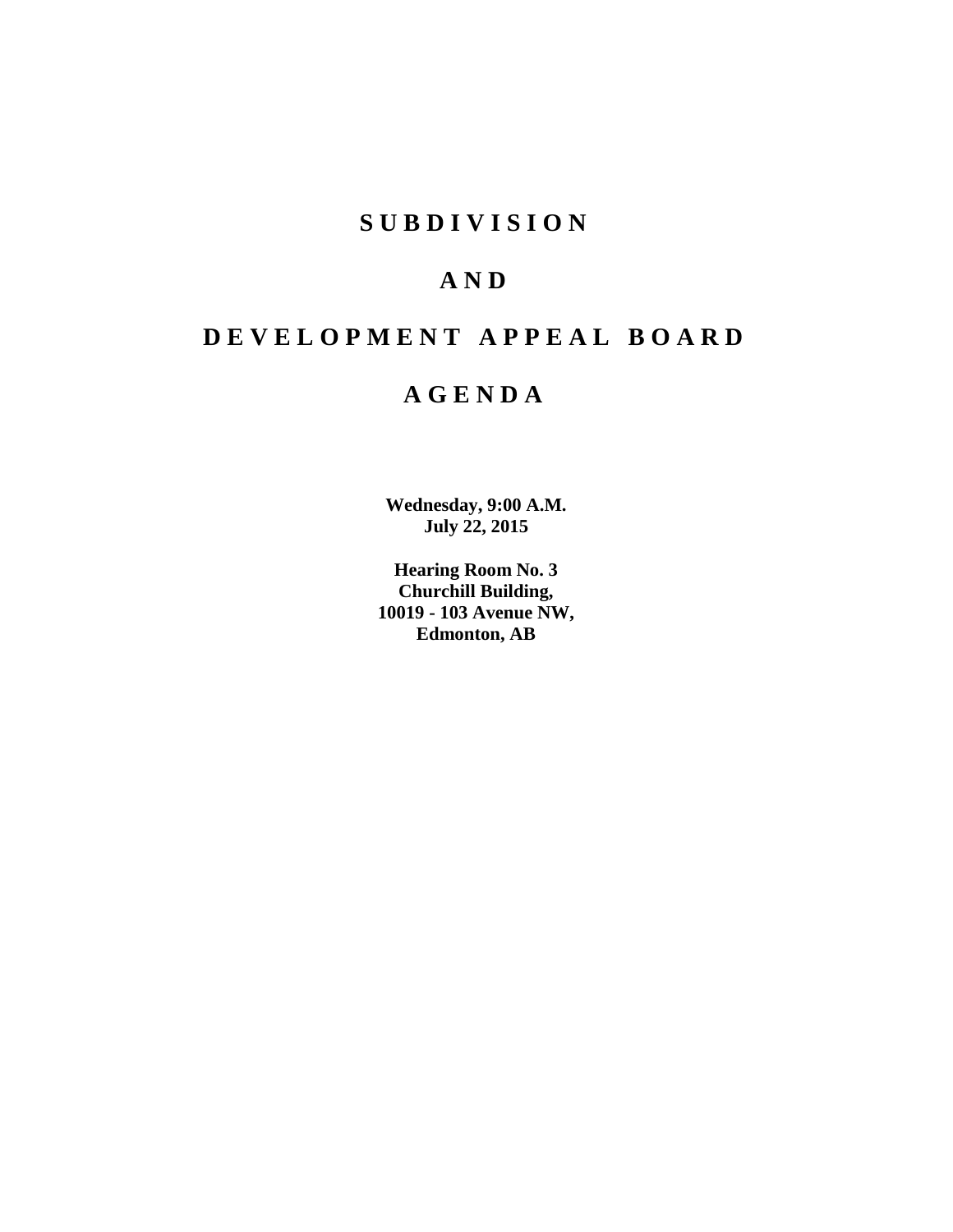# SUBDIVISION

# AND

# DEVELOPMENT APPEAL BOARD

# AGENDA

**Wednesday, 9:00 A.M.**
**July 22, 2015**

**Hearing Room No. 3**
**Churchill Building,**
**10019 - 103 Avenue NW,**
**Edmonton, AB**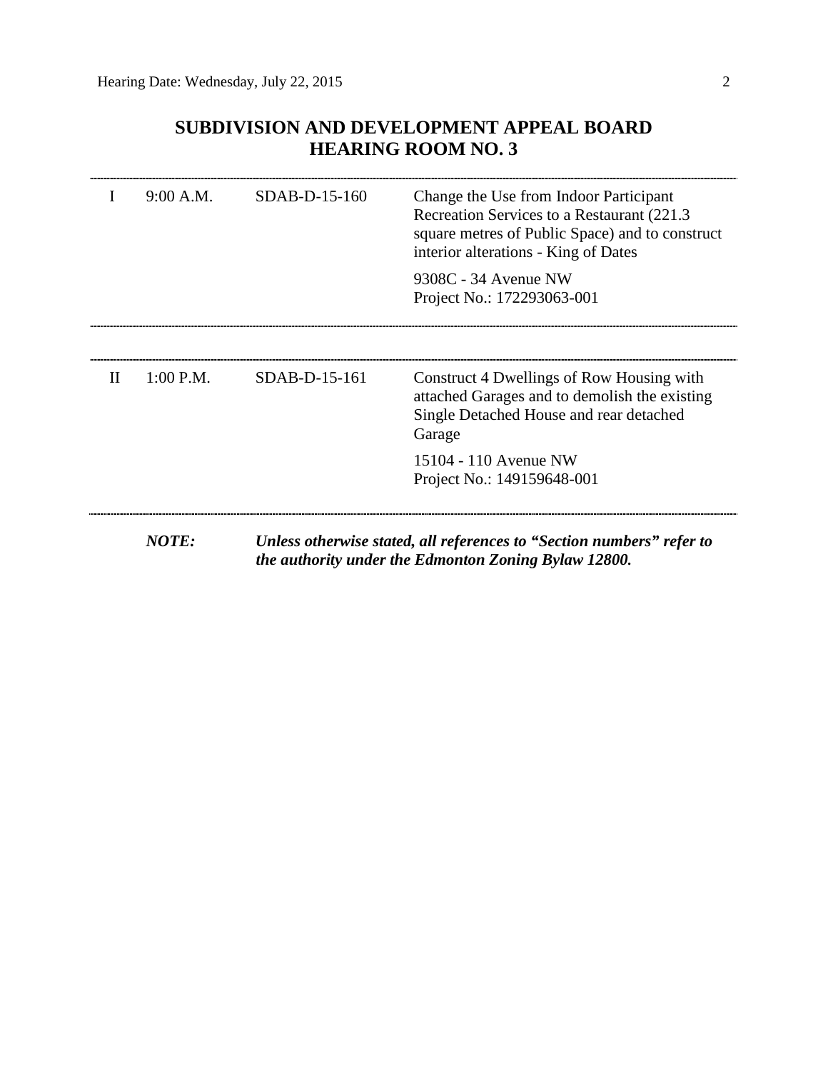## SUBDIVISION AND DEVELOPMENT APPEAL BOARD
## HEARING ROOM NO. 3

---

| | | | |
|---|---|---|---|
| I | 9:00 A.M. | SDAB-D-15-160 | Change the Use from Indoor Participant Recreation Services to a Restaurant (221.3 square metres of Public Space) and to construct interior alterations - King of Dates<br><br>9308C - 34 Avenue NW<br>Project No.: 172293063-001 |

---

---

| | | | |
|---|---|---|---|
| II | 1:00 P.M. | SDAB-D-15-161 | Construct 4 Dwellings of Row Housing with attached Garages and to demolish the existing Single Detached House and rear detached Garage<br><br>15104 - 110 Avenue NW<br>Project No.: 149159648-001 |

---

***NOTE:*** ***Unless otherwise stated, all references to "Section numbers" refer to the authority under the Edmonton Zoning Bylaw 12800.***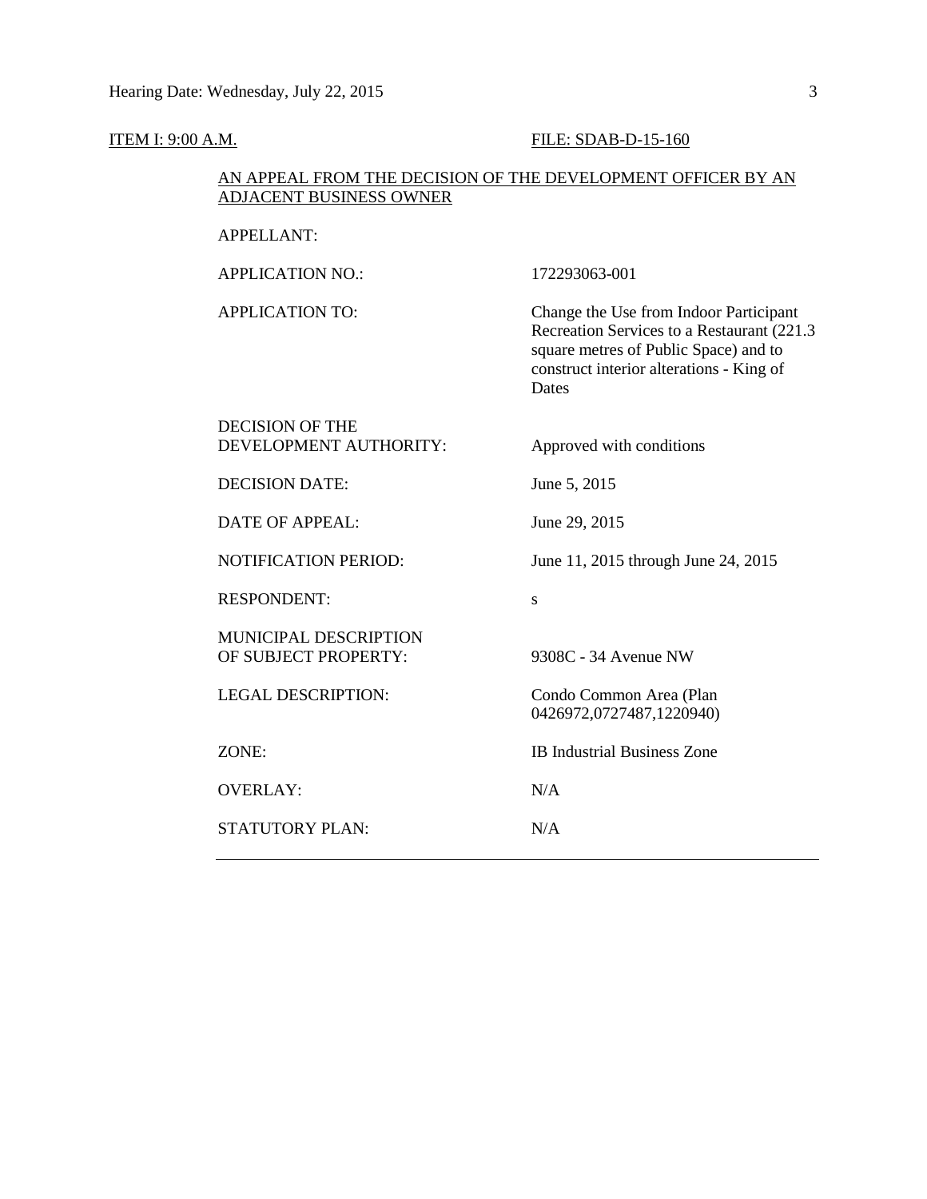ITEM I: 9:00 A.M. FILE: SDAB-D-15-160

AN APPEAL FROM THE DECISION OF THE DEVELOPMENT OFFICER BY AN ADJACENT BUSINESS OWNER

| | |
|---|---|
| APPELLANT: | |
| APPLICATION NO.: | 172293063-001 |
| APPLICATION TO: | Change the Use from Indoor Participant Recreation Services to a Restaurant (221.3 square metres of Public Space) and to construct interior alterations - King of Dates |
| DECISION OF THE DEVELOPMENT AUTHORITY: | Approved with conditions |
| DECISION DATE: | June 5, 2015 |
| DATE OF APPEAL: | June 29, 2015 |
| NOTIFICATION PERIOD: | June 11, 2015 through June 24, 2015 |
| RESPONDENT: | s |
| MUNICIPAL DESCRIPTION OF SUBJECT PROPERTY: | 9308C - 34 Avenue NW |
| LEGAL DESCRIPTION: | Condo Common Area (Plan 0426972,0727487,1220940) |
| ZONE: | IB Industrial Business Zone |
| OVERLAY: | N/A |
| STATUTORY PLAN: | N/A |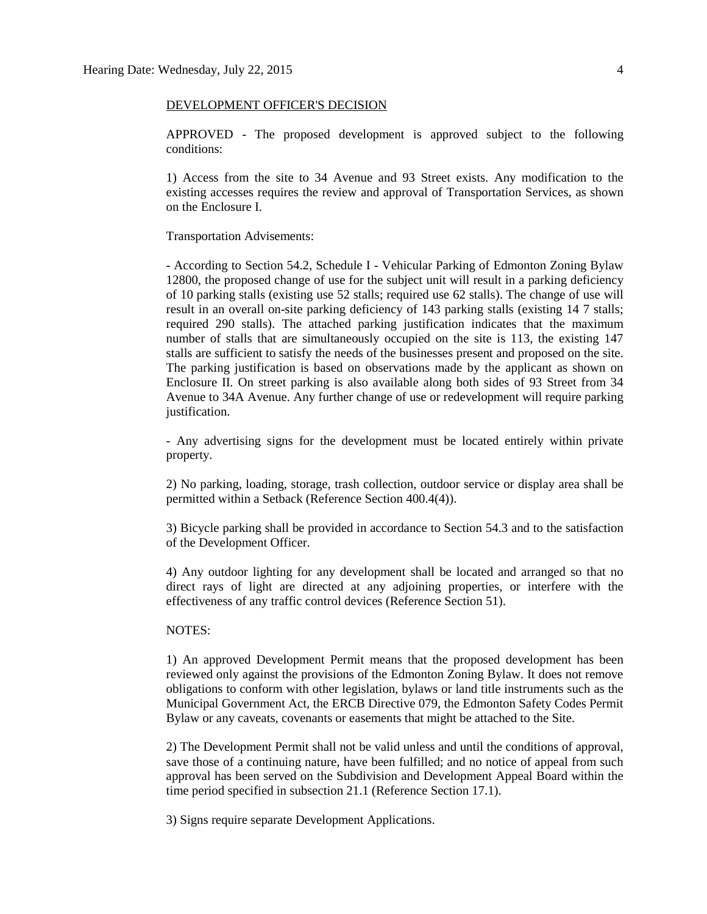DEVELOPMENT OFFICER'S DECISION

APPROVED - The proposed development is approved subject to the following conditions:

1) Access from the site to 34 Avenue and 93 Street exists. Any modification to the existing accesses requires the review and approval of Transportation Services, as shown on the Enclosure I.

Transportation Advisements:

- According to Section 54.2, Schedule I - Vehicular Parking of Edmonton Zoning Bylaw 12800, the proposed change of use for the subject unit will result in a parking deficiency of 10 parking stalls (existing use 52 stalls; required use 62 stalls). The change of use will result in an overall on-site parking deficiency of 143 parking stalls (existing 14 7 stalls; required 290 stalls). The attached parking justification indicates that the maximum number of stalls that are simultaneously occupied on the site is 113, the existing 147 stalls are sufficient to satisfy the needs of the businesses present and proposed on the site. The parking justification is based on observations made by the applicant as shown on Enclosure II. On street parking is also available along both sides of 93 Street from 34 Avenue to 34A Avenue. Any further change of use or redevelopment will require parking justification.

- Any advertising signs for the development must be located entirely within private property.

2) No parking, loading, storage, trash collection, outdoor service or display area shall be permitted within a Setback (Reference Section 400.4(4)).

3) Bicycle parking shall be provided in accordance to Section 54.3 and to the satisfaction of the Development Officer.

4) Any outdoor lighting for any development shall be located and arranged so that no direct rays of light are directed at any adjoining properties, or interfere with the effectiveness of any traffic control devices (Reference Section 51).

NOTES:

1) An approved Development Permit means that the proposed development has been reviewed only against the provisions of the Edmonton Zoning Bylaw. It does not remove obligations to conform with other legislation, bylaws or land title instruments such as the Municipal Government Act, the ERCB Directive 079, the Edmonton Safety Codes Permit Bylaw or any caveats, covenants or easements that might be attached to the Site.

2) The Development Permit shall not be valid unless and until the conditions of approval, save those of a continuing nature, have been fulfilled; and no notice of appeal from such approval has been served on the Subdivision and Development Appeal Board within the time period specified in subsection 21.1 (Reference Section 17.1).

3) Signs require separate Development Applications.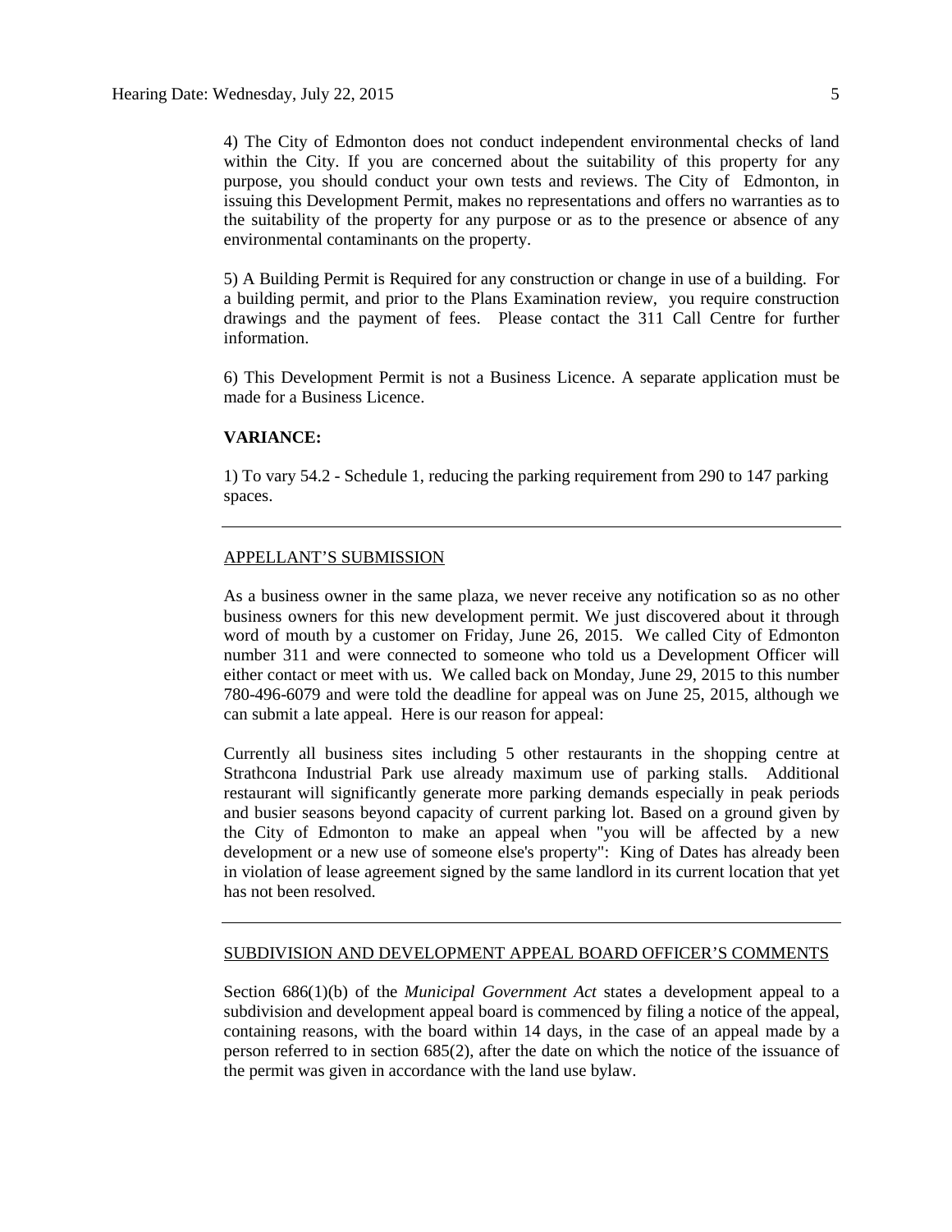4) The City of Edmonton does not conduct independent environmental checks of land within the City. If you are concerned about the suitability of this property for any purpose, you should conduct your own tests and reviews. The City of Edmonton, in issuing this Development Permit, makes no representations and offers no warranties as to the suitability of the property for any purpose or as to the presence or absence of any environmental contaminants on the property.

5) A Building Permit is Required for any construction or change in use of a building. For a building permit, and prior to the Plans Examination review, you require construction drawings and the payment of fees. Please contact the 311 Call Centre for further information.

6) This Development Permit is not a Business Licence. A separate application must be made for a Business Licence.

**VARIANCE:**

1) To vary 54.2 - Schedule 1, reducing the parking requirement from 290 to 147 parking spaces.

---

APPELLANT'S SUBMISSION

As a business owner in the same plaza, we never receive any notification so as no other business owners for this new development permit. We just discovered about it through word of mouth by a customer on Friday, June 26, 2015. We called City of Edmonton number 311 and were connected to someone who told us a Development Officer will either contact or meet with us. We called back on Monday, June 29, 2015 to this number 780-496-6079 and were told the deadline for appeal was on June 25, 2015, although we can submit a late appeal. Here is our reason for appeal:

Currently all business sites including 5 other restaurants in the shopping centre at Strathcona Industrial Park use already maximum use of parking stalls. Additional restaurant will significantly generate more parking demands especially in peak periods and busier seasons beyond capacity of current parking lot. Based on a ground given by the City of Edmonton to make an appeal when "you will be affected by a new development or a new use of someone else's property": King of Dates has already been in violation of lease agreement signed by the same landlord in its current location that yet has not been resolved.

---

SUBDIVISION AND DEVELOPMENT APPEAL BOARD OFFICER'S COMMENTS

Section 686(1)(b) of the *Municipal Government Act* states a development appeal to a subdivision and development appeal board is commenced by filing a notice of the appeal, containing reasons, with the board within 14 days, in the case of an appeal made by a person referred to in section 685(2), after the date on which the notice of the issuance of the permit was given in accordance with the land use bylaw.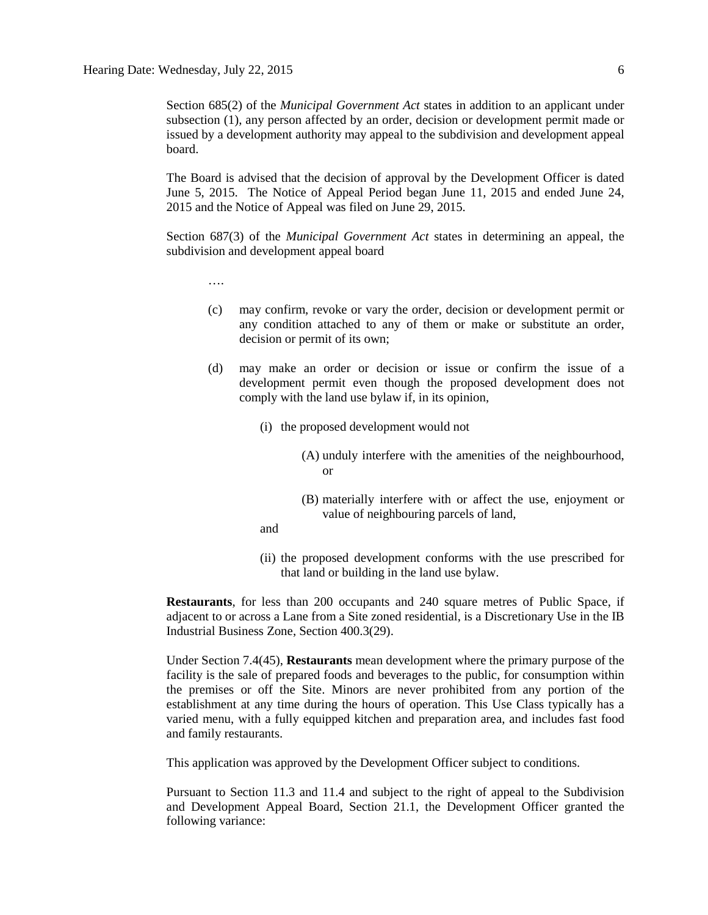Section 685(2) of the *Municipal Government Act* states in addition to an applicant under subsection (1), any person affected by an order, decision or development permit made or issued by a development authority may appeal to the subdivision and development appeal board.

The Board is advised that the decision of approval by the Development Officer is dated June 5, 2015. The Notice of Appeal Period began June 11, 2015 and ended June 24, 2015 and the Notice of Appeal was filed on June 29, 2015.

Section 687(3) of the *Municipal Government Act* states in determining an appeal, the subdivision and development appeal board

….

(c) may confirm, revoke or vary the order, decision or development permit or any condition attached to any of them or make or substitute an order, decision or permit of its own;

(d) may make an order or decision or issue or confirm the issue of a development permit even though the proposed development does not comply with the land use bylaw if, in its opinion,

(i) the proposed development would not

(A) unduly interfere with the amenities of the neighbourhood, or

(B) materially interfere with or affect the use, enjoyment or value of neighbouring parcels of land,

and

(ii) the proposed development conforms with the use prescribed for that land or building in the land use bylaw.

**Restaurants**, for less than 200 occupants and 240 square metres of Public Space, if adjacent to or across a Lane from a Site zoned residential, is a Discretionary Use in the IB Industrial Business Zone, Section 400.3(29).

Under Section 7.4(45), **Restaurants** mean development where the primary purpose of the facility is the sale of prepared foods and beverages to the public, for consumption within the premises or off the Site. Minors are never prohibited from any portion of the establishment at any time during the hours of operation. This Use Class typically has a varied menu, with a fully equipped kitchen and preparation area, and includes fast food and family restaurants.

This application was approved by the Development Officer subject to conditions.

Pursuant to Section 11.3 and 11.4 and subject to the right of appeal to the Subdivision and Development Appeal Board, Section 21.1, the Development Officer granted the following variance: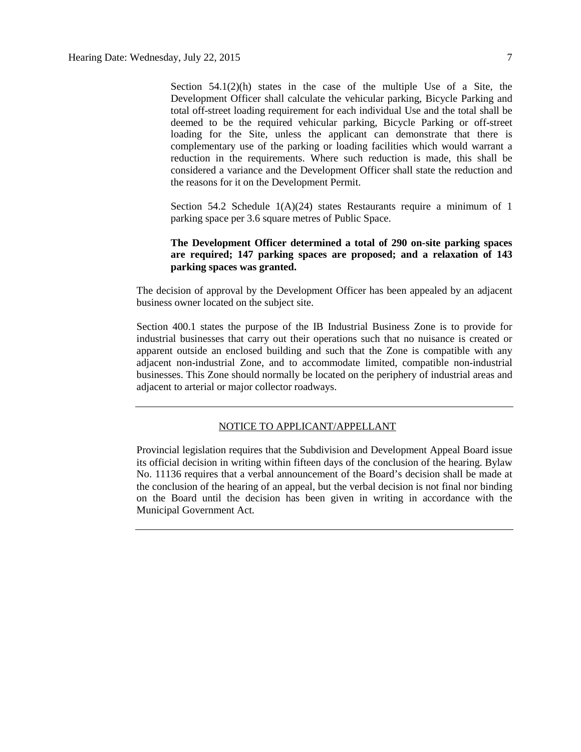Section 54.1(2)(h) states in the case of the multiple Use of a Site, the Development Officer shall calculate the vehicular parking, Bicycle Parking and total off-street loading requirement for each individual Use and the total shall be deemed to be the required vehicular parking, Bicycle Parking or off-street loading for the Site, unless the applicant can demonstrate that there is complementary use of the parking or loading facilities which would warrant a reduction in the requirements. Where such reduction is made, this shall be considered a variance and the Development Officer shall state the reduction and the reasons for it on the Development Permit.

Section 54.2 Schedule 1(A)(24) states Restaurants require a minimum of 1 parking space per 3.6 square metres of Public Space.

**The Development Officer determined a total of 290 on-site parking spaces are required; 147 parking spaces are proposed; and a relaxation of 143 parking spaces was granted.**

The decision of approval by the Development Officer has been appealed by an adjacent business owner located on the subject site.

Section 400.1 states the purpose of the IB Industrial Business Zone is to provide for industrial businesses that carry out their operations such that no nuisance is created or apparent outside an enclosed building and such that the Zone is compatible with any adjacent non-industrial Zone, and to accommodate limited, compatible non-industrial businesses. This Zone should normally be located on the periphery of industrial areas and adjacent to arterial or major collector roadways.

---

NOTICE TO APPLICANT/APPELLANT

Provincial legislation requires that the Subdivision and Development Appeal Board issue its official decision in writing within fifteen days of the conclusion of the hearing. Bylaw No. 11136 requires that a verbal announcement of the Board's decision shall be made at the conclusion of the hearing of an appeal, but the verbal decision is not final nor binding on the Board until the decision has been given in writing in accordance with the Municipal Government Act.

---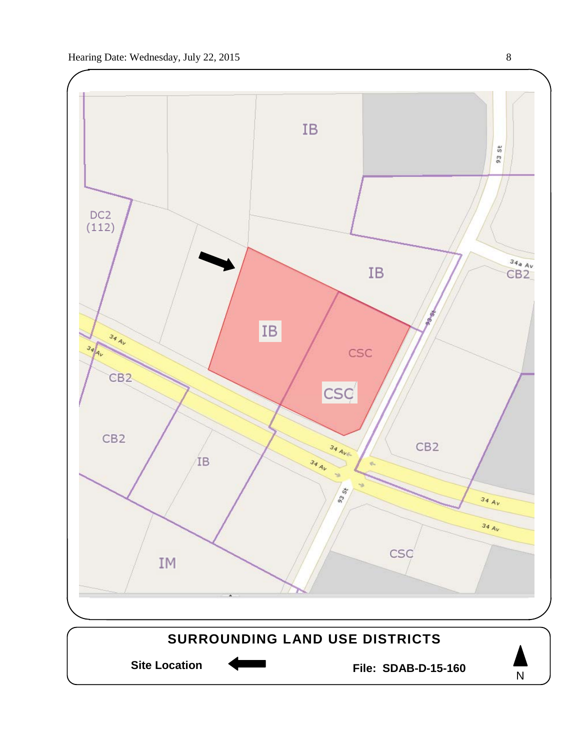## SURROUNDING LAND USE DISTRICTS

**Site Location** ←

**File: SDAB-D-15-160**

N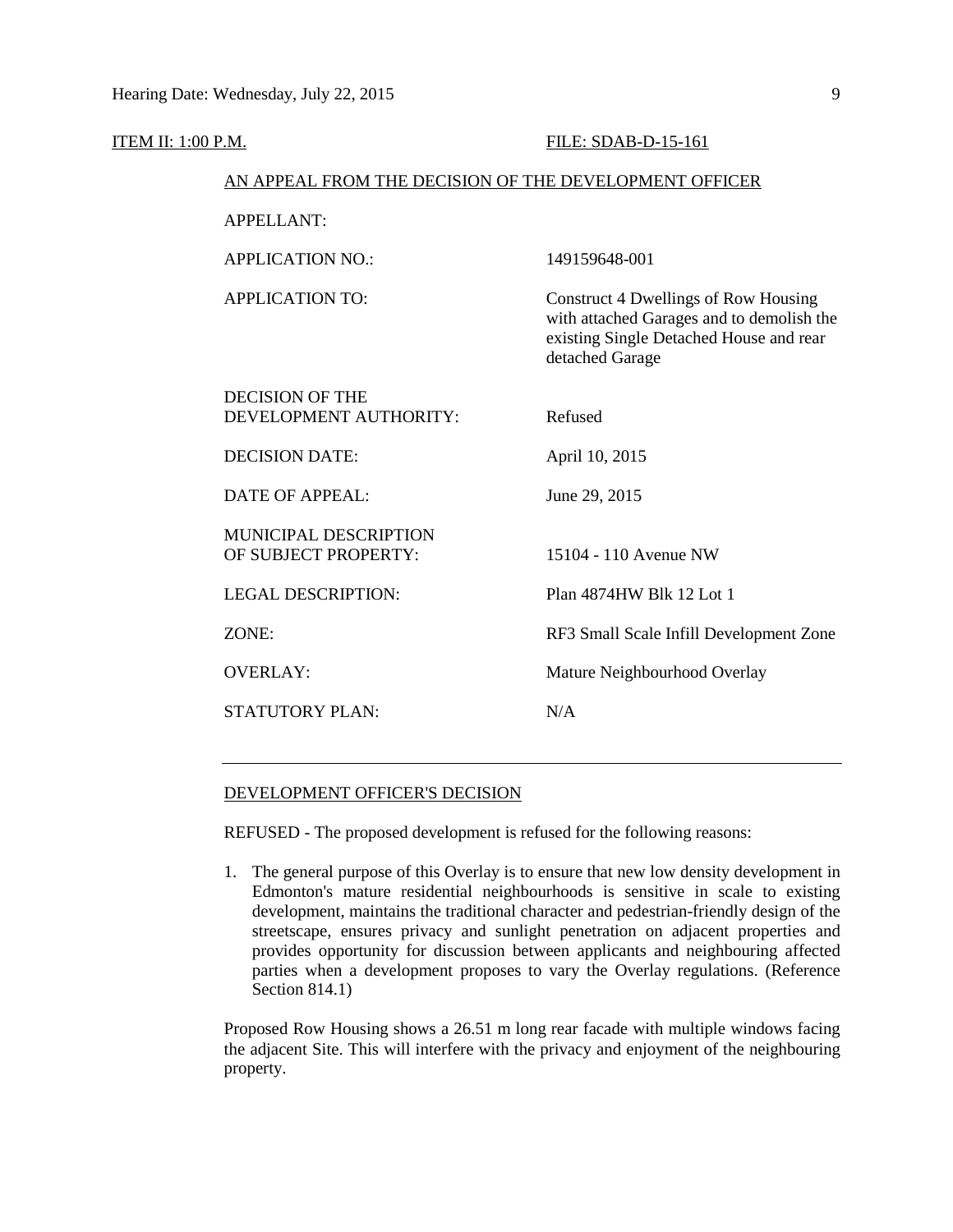ITEM II: 1:00 P.M. FILE: SDAB-D-15-161

AN APPEAL FROM THE DECISION OF THE DEVELOPMENT OFFICER

| | |
|---|---|
| APPELLANT: | |
| APPLICATION NO.: | 149159648-001 |
| APPLICATION TO: | Construct 4 Dwellings of Row Housing with attached Garages and to demolish the existing Single Detached House and rear detached Garage |
| DECISION OF THE DEVELOPMENT AUTHORITY: | Refused |
| DECISION DATE: | April 10, 2015 |
| DATE OF APPEAL: | June 29, 2015 |
| MUNICIPAL DESCRIPTION OF SUBJECT PROPERTY: | 15104 - 110 Avenue NW |
| LEGAL DESCRIPTION: | Plan 4874HW Blk 12 Lot 1 |
| ZONE: | RF3 Small Scale Infill Development Zone |
| OVERLAY: | Mature Neighbourhood Overlay |
| STATUTORY PLAN: | N/A |

---

DEVELOPMENT OFFICER'S DECISION

REFUSED - The proposed development is refused for the following reasons:

1. The general purpose of this Overlay is to ensure that new low density development in Edmonton's mature residential neighbourhoods is sensitive in scale to existing development, maintains the traditional character and pedestrian-friendly design of the streetscape, ensures privacy and sunlight penetration on adjacent properties and provides opportunity for discussion between applicants and neighbouring affected parties when a development proposes to vary the Overlay regulations. (Reference Section 814.1)

Proposed Row Housing shows a 26.51 m long rear facade with multiple windows facing the adjacent Site. This will interfere with the privacy and enjoyment of the neighbouring property.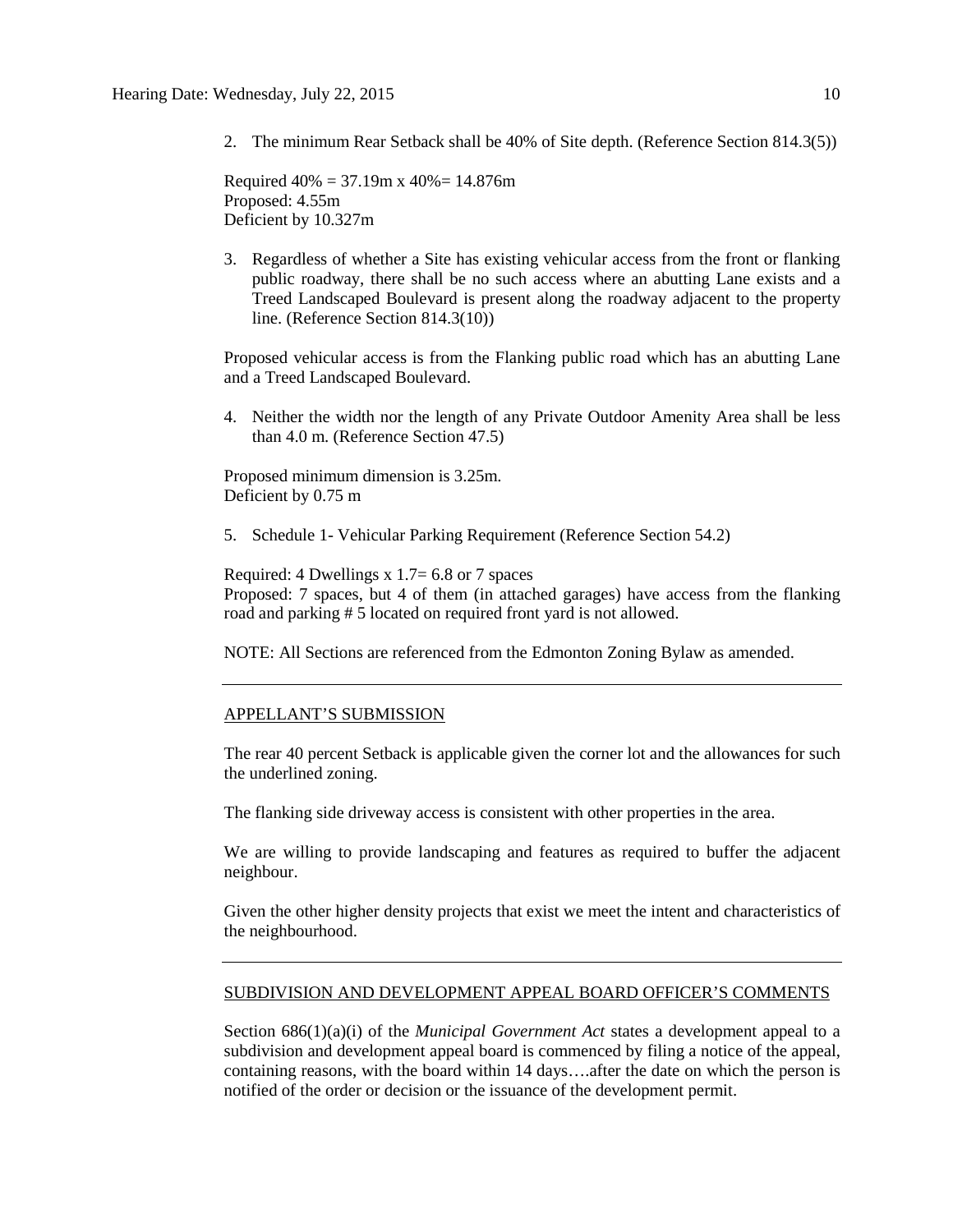2. The minimum Rear Setback shall be 40% of Site depth. (Reference Section 814.3(5))

Required 40% = 37.19m x 40%= 14.876m
Proposed: 4.55m
Deficient by 10.327m

3. Regardless of whether a Site has existing vehicular access from the front or flanking public roadway, there shall be no such access where an abutting Lane exists and a Treed Landscaped Boulevard is present along the roadway adjacent to the property line. (Reference Section 814.3(10))

Proposed vehicular access is from the Flanking public road which has an abutting Lane and a Treed Landscaped Boulevard.

4. Neither the width nor the length of any Private Outdoor Amenity Area shall be less than 4.0 m. (Reference Section 47.5)

Proposed minimum dimension is 3.25m.
Deficient by 0.75 m

5. Schedule 1- Vehicular Parking Requirement (Reference Section 54.2)

Required: 4 Dwellings x 1.7= 6.8 or 7 spaces
Proposed: 7 spaces, but 4 of them (in attached garages) have access from the flanking road and parking # 5 located on required front yard is not allowed.

NOTE: All Sections are referenced from the Edmonton Zoning Bylaw as amended.

---

## APPELLANT'S SUBMISSION

The rear 40 percent Setback is applicable given the corner lot and the allowances for such the underlined zoning.

The flanking side driveway access is consistent with other properties in the area.

We are willing to provide landscaping and features as required to buffer the adjacent neighbour.

Given the other higher density projects that exist we meet the intent and characteristics of the neighbourhood.

---

## SUBDIVISION AND DEVELOPMENT APPEAL BOARD OFFICER'S COMMENTS

Section 686(1)(a)(i) of the *Municipal Government Act* states a development appeal to a subdivision and development appeal board is commenced by filing a notice of the appeal, containing reasons, with the board within 14 days….after the date on which the person is notified of the order or decision or the issuance of the development permit.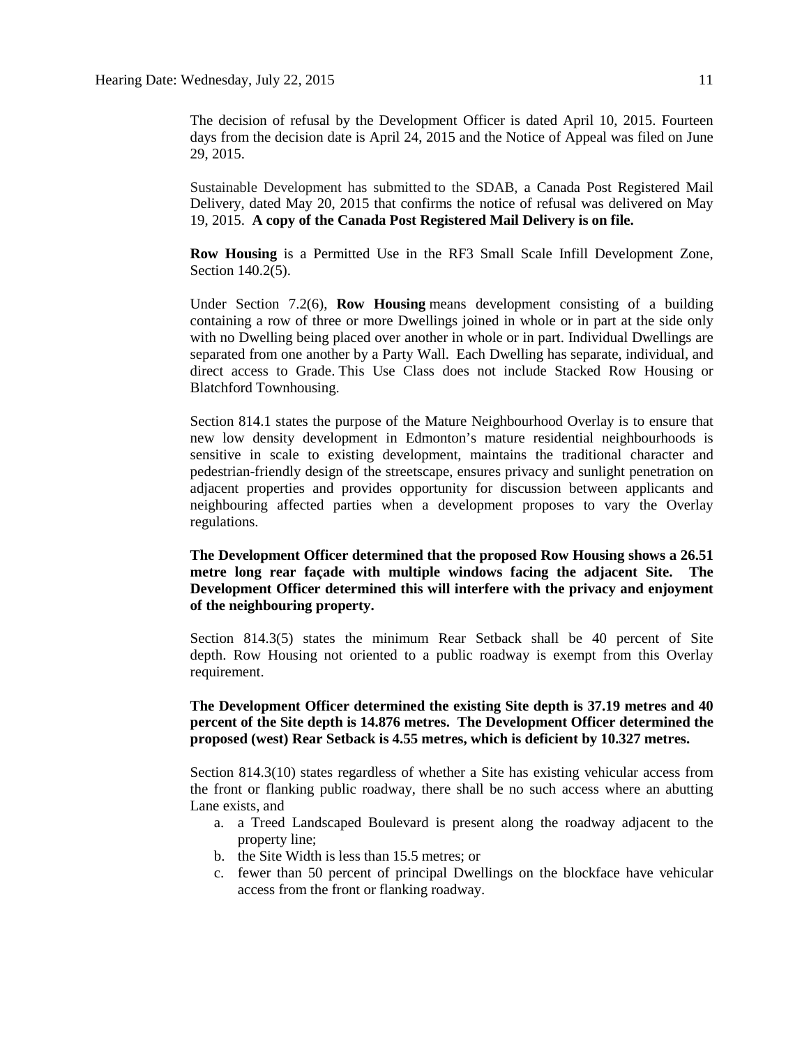The decision of refusal by the Development Officer is dated April 10, 2015. Fourteen days from the decision date is April 24, 2015 and the Notice of Appeal was filed on June 29, 2015.

Sustainable Development has submitted to the SDAB, a Canada Post Registered Mail Delivery, dated May 20, 2015 that confirms the notice of refusal was delivered on May 19, 2015. **A copy of the Canada Post Registered Mail Delivery is on file.**

**Row Housing** is a Permitted Use in the RF3 Small Scale Infill Development Zone, Section 140.2(5).

Under Section 7.2(6), **Row Housing** means development consisting of a building containing a row of three or more Dwellings joined in whole or in part at the side only with no Dwelling being placed over another in whole or in part. Individual Dwellings are separated from one another by a Party Wall. Each Dwelling has separate, individual, and direct access to Grade. This Use Class does not include Stacked Row Housing or Blatchford Townhousing.

Section 814.1 states the purpose of the Mature Neighbourhood Overlay is to ensure that new low density development in Edmonton's mature residential neighbourhoods is sensitive in scale to existing development, maintains the traditional character and pedestrian-friendly design of the streetscape, ensures privacy and sunlight penetration on adjacent properties and provides opportunity for discussion between applicants and neighbouring affected parties when a development proposes to vary the Overlay regulations.

**The Development Officer determined that the proposed Row Housing shows a 26.51 metre long rear façade with multiple windows facing the adjacent Site. The Development Officer determined this will interfere with the privacy and enjoyment of the neighbouring property.**

Section 814.3(5) states the minimum Rear Setback shall be 40 percent of Site depth. Row Housing not oriented to a public roadway is exempt from this Overlay requirement.

**The Development Officer determined the existing Site depth is 37.19 metres and 40 percent of the Site depth is 14.876 metres. The Development Officer determined the proposed (west) Rear Setback is 4.55 metres, which is deficient by 10.327 metres.**

Section 814.3(10) states regardless of whether a Site has existing vehicular access from the front or flanking public roadway, there shall be no such access where an abutting Lane exists, and

a. a Treed Landscaped Boulevard is present along the roadway adjacent to the property line;
b. the Site Width is less than 15.5 metres; or
c. fewer than 50 percent of principal Dwellings on the blockface have vehicular access from the front or flanking roadway.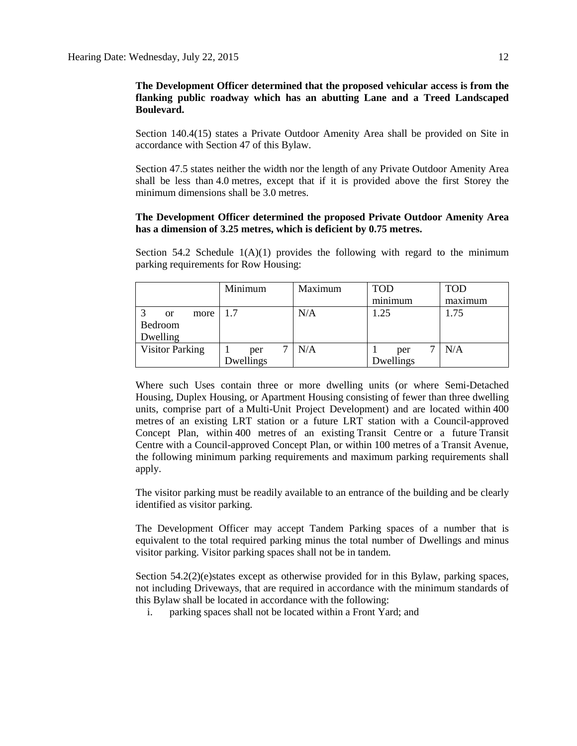**The Development Officer determined that the proposed vehicular access is from the flanking public roadway which has an abutting Lane and a Treed Landscaped Boulevard.**

Section 140.4(15) states a Private Outdoor Amenity Area shall be provided on Site in accordance with Section 47 of this Bylaw.

Section 47.5 states neither the width nor the length of any Private Outdoor Amenity Area shall be less than 4.0 metres, except that if it is provided above the first Storey the minimum dimensions shall be 3.0 metres.

**The Development Officer determined the proposed Private Outdoor Amenity Area has a dimension of 3.25 metres, which is deficient by 0.75 metres.**

Section 54.2 Schedule 1(A)(1) provides the following with regard to the minimum parking requirements for Row Housing:

| | Minimum | Maximum | TOD minimum | TOD maximum |
|---|---|---|---|---|
| 3 or more Bedroom Dwelling | 1.7 | N/A | 1.25 | 1.75 |
| Visitor Parking | 1 per 7 Dwellings | N/A | 1 per 7 Dwellings | N/A |

Where such Uses contain three or more dwelling units (or where Semi-Detached Housing, Duplex Housing, or Apartment Housing consisting of fewer than three dwelling units, comprise part of a Multi-Unit Project Development) and are located within 400 metres of an existing LRT station or a future LRT station with a Council-approved Concept Plan, within 400 metres of an existing Transit Centre or a future Transit Centre with a Council-approved Concept Plan, or within 100 metres of a Transit Avenue, the following minimum parking requirements and maximum parking requirements shall apply.

The visitor parking must be readily available to an entrance of the building and be clearly identified as visitor parking.

The Development Officer may accept Tandem Parking spaces of a number that is equivalent to the total required parking minus the total number of Dwellings and minus visitor parking. Visitor parking spaces shall not be in tandem.

Section 54.2(2)(e)states except as otherwise provided for in this Bylaw, parking spaces, not including Driveways, that are required in accordance with the minimum standards of this Bylaw shall be located in accordance with the following:

i. parking spaces shall not be located within a Front Yard; and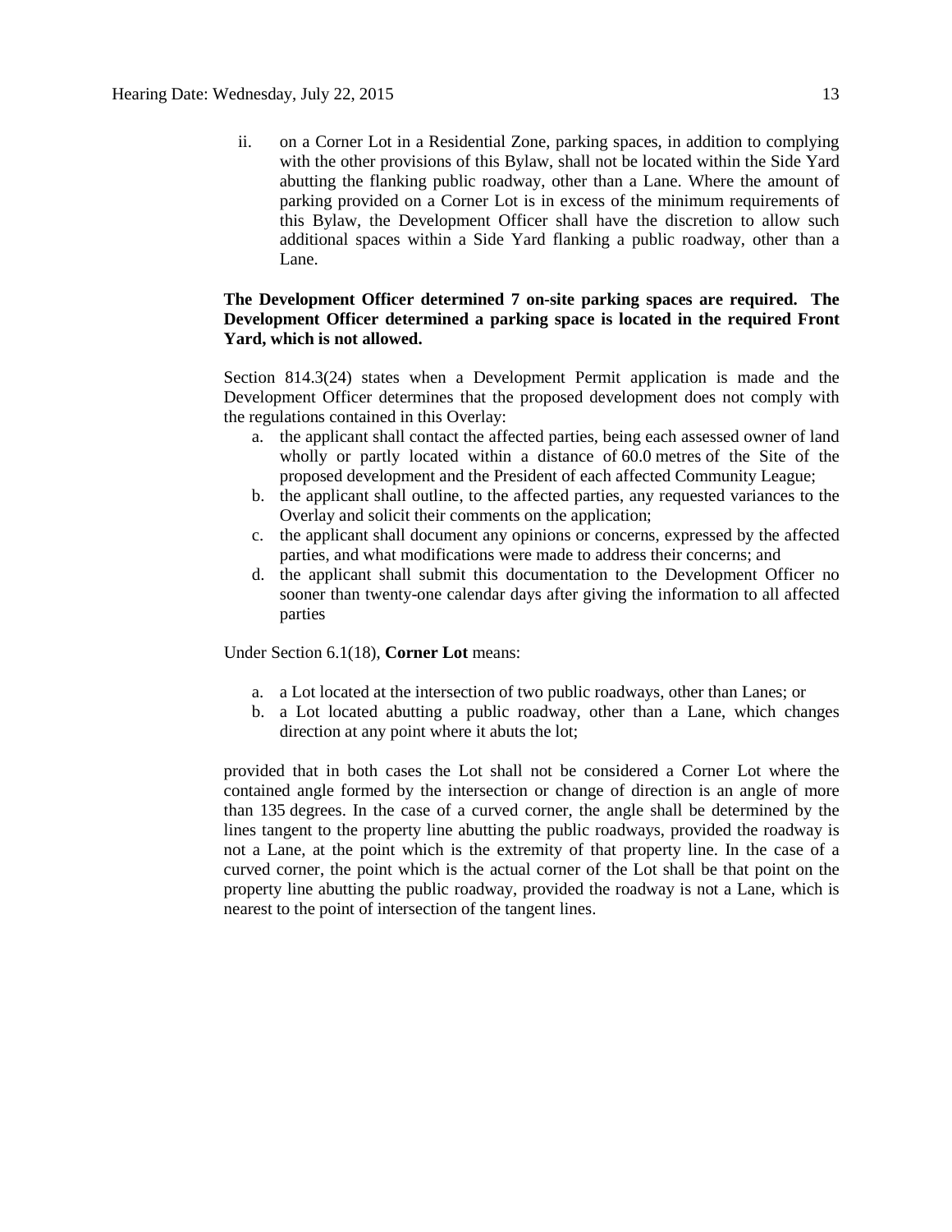ii. on a Corner Lot in a Residential Zone, parking spaces, in addition to complying with the other provisions of this Bylaw, shall not be located within the Side Yard abutting the flanking public roadway, other than a Lane. Where the amount of parking provided on a Corner Lot is in excess of the minimum requirements of this Bylaw, the Development Officer shall have the discretion to allow such additional spaces within a Side Yard flanking a public roadway, other than a Lane.

**The Development Officer determined 7 on-site parking spaces are required. The Development Officer determined a parking space is located in the required Front Yard, which is not allowed.**

Section 814.3(24) states when a Development Permit application is made and the Development Officer determines that the proposed development does not comply with the regulations contained in this Overlay:

a. the applicant shall contact the affected parties, being each assessed owner of land wholly or partly located within a distance of 60.0 metres of the Site of the proposed development and the President of each affected Community League;
b. the applicant shall outline, to the affected parties, any requested variances to the Overlay and solicit their comments on the application;
c. the applicant shall document any opinions or concerns, expressed by the affected parties, and what modifications were made to address their concerns; and
d. the applicant shall submit this documentation to the Development Officer no sooner than twenty-one calendar days after giving the information to all affected parties

Under Section 6.1(18), **Corner Lot** means:

a. a Lot located at the intersection of two public roadways, other than Lanes; or
b. a Lot located abutting a public roadway, other than a Lane, which changes direction at any point where it abuts the lot;

provided that in both cases the Lot shall not be considered a Corner Lot where the contained angle formed by the intersection or change of direction is an angle of more than 135 degrees. In the case of a curved corner, the angle shall be determined by the lines tangent to the property line abutting the public roadways, provided the roadway is not a Lane, at the point which is the extremity of that property line. In the case of a curved corner, the point which is the actual corner of the Lot shall be that point on the property line abutting the public roadway, provided the roadway is not a Lane, which is nearest to the point of intersection of the tangent lines.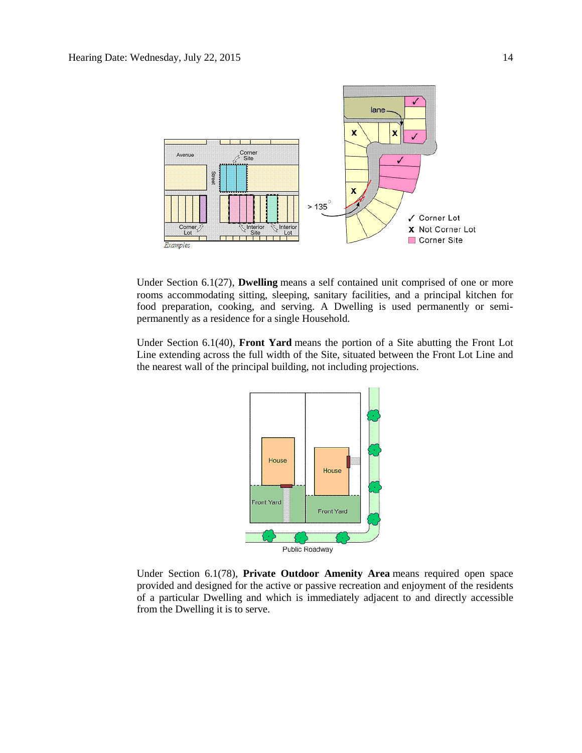Under Section 6.1(27), **Dwelling** means a self contained unit comprised of one or more rooms accommodating sitting, sleeping, sanitary facilities, and a principal kitchen for food preparation, cooking, and serving. A Dwelling is used permanently or semi-permanently as a residence for a single Household.

Under Section 6.1(40), **Front Yard** means the portion of a Site abutting the Front Lot Line extending across the full width of the Site, situated between the Front Lot Line and the nearest wall of the principal building, not including projections.

Under Section 6.1(78), **Private Outdoor Amenity Area** means required open space provided and designed for the active or passive recreation and enjoyment of the residents of a particular Dwelling and which is immediately adjacent to and directly accessible from the Dwelling it is to serve.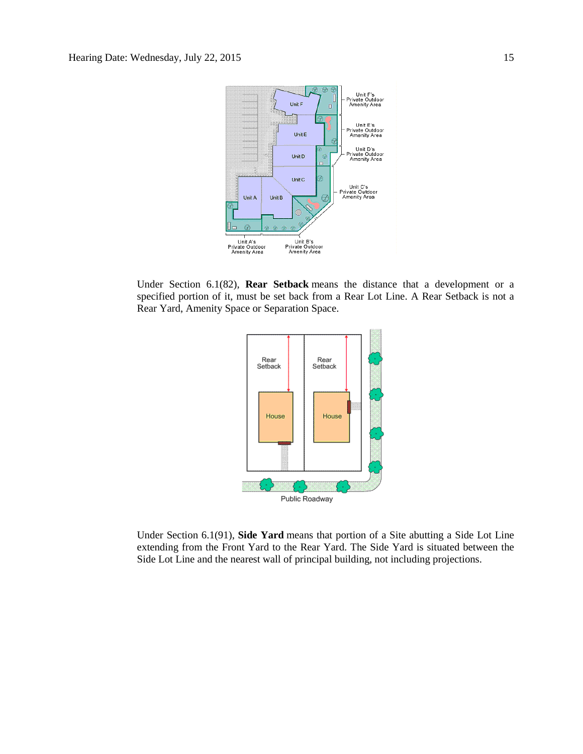Under Section 6.1(82), **Rear Setback** means the distance that a development or a specified portion of it, must be set back from a Rear Lot Line. A Rear Setback is not a Rear Yard, Amenity Space or Separation Space.

Under Section 6.1(91), **Side Yard** means that portion of a Site abutting a Side Lot Line extending from the Front Yard to the Rear Yard. The Side Yard is situated between the Side Lot Line and the nearest wall of principal building, not including projections.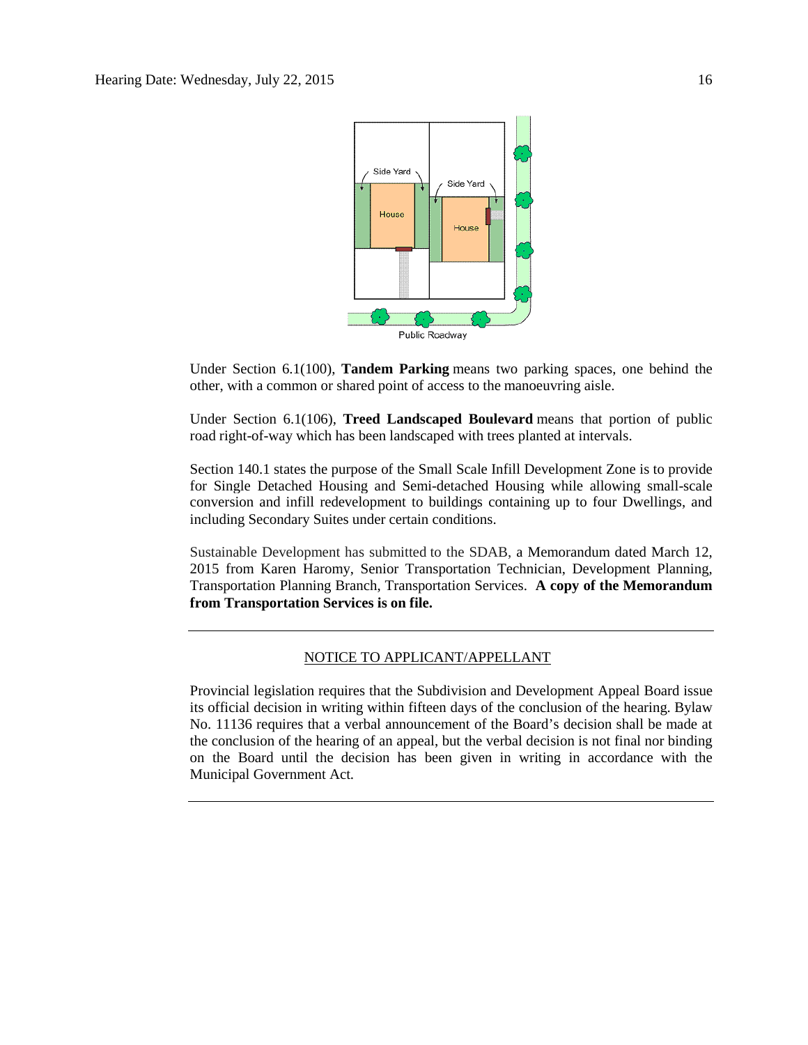Under Section 6.1(100), **Tandem Parking** means two parking spaces, one behind the other, with a common or shared point of access to the manoeuvring aisle.

Under Section 6.1(106), **Treed Landscaped Boulevard** means that portion of public road right-of-way which has been landscaped with trees planted at intervals.

Section 140.1 states the purpose of the Small Scale Infill Development Zone is to provide for Single Detached Housing and Semi-detached Housing while allowing small-scale conversion and infill redevelopment to buildings containing up to four Dwellings, and including Secondary Suites under certain conditions.

Sustainable Development has submitted to the SDAB, a Memorandum dated March 12, 2015 from Karen Haromy, Senior Transportation Technician, Development Planning, Transportation Planning Branch, Transportation Services. **A copy of the Memorandum from Transportation Services is on file.**

---

NOTICE TO APPLICANT/APPELLANT

Provincial legislation requires that the Subdivision and Development Appeal Board issue its official decision in writing within fifteen days of the conclusion of the hearing. Bylaw No. 11136 requires that a verbal announcement of the Board's decision shall be made at the conclusion of the hearing of an appeal, but the verbal decision is not final nor binding on the Board until the decision has been given in writing in accordance with the Municipal Government Act.

---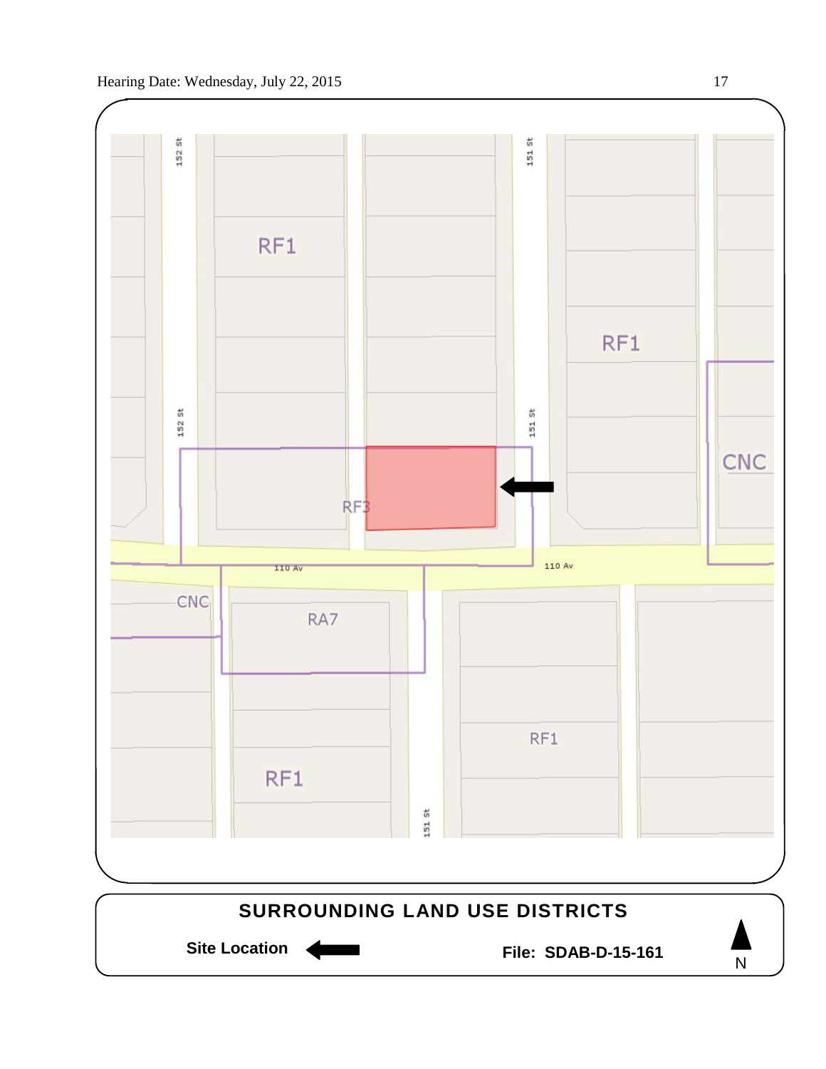RF1

RF1

RF3

CNC

110 Av

110 Av

CNC

RA7

RF1

RF1

152 St

151 St

## SURROUNDING LAND USE DISTRICTS

**Site Location** ⟵ **File: SDAB-D-15-161**

N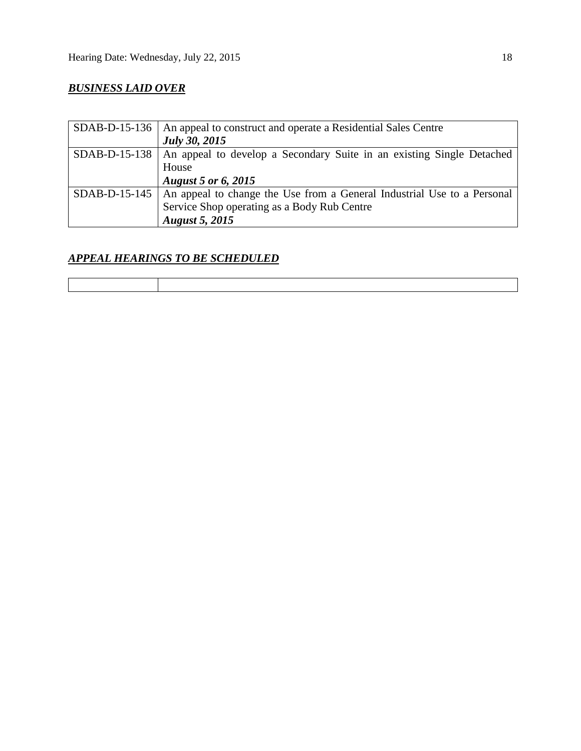***<u>BUSINESS LAID OVER</u>***

| | |
|---|---|
| SDAB-D-15-136 | An appeal to construct and operate a Residential Sales Centre<br>***July 30, 2015*** |
| SDAB-D-15-138 | An appeal to develop a Secondary Suite in an existing Single Detached House<br>***August 5 or 6, 2015*** |
| SDAB-D-15-145 | An appeal to change the Use from a General Industrial Use to a Personal Service Shop operating as a Body Rub Centre<br>***August 5, 2015*** |

***<u>APPEAL HEARINGS TO BE SCHEDULED</u>***

| | |
|---|---|
| | |